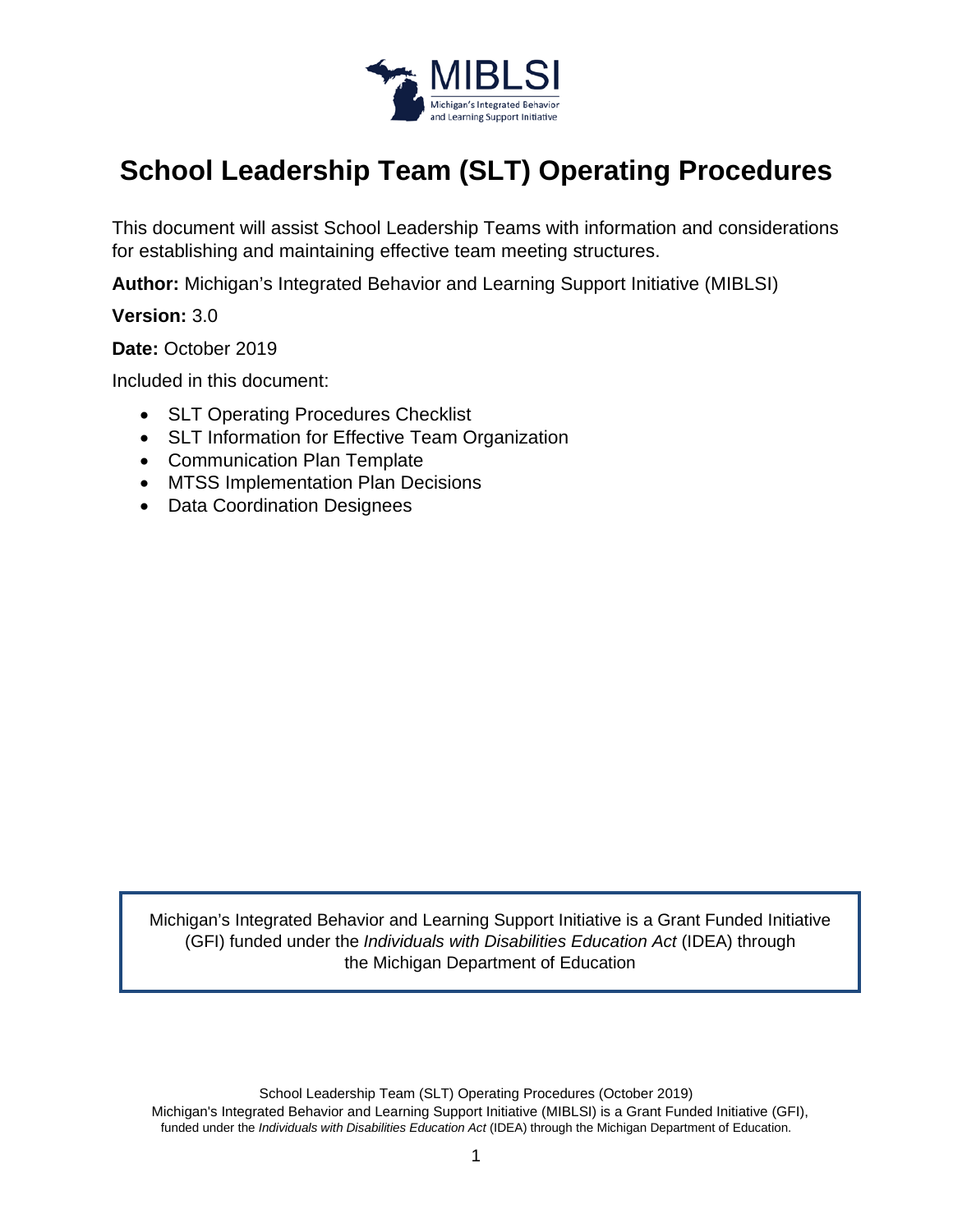MIBLSI

Michigan's Integrated Behavior and Learning Support Initiative

# School Leadership Team (SLT) Operating Procedures

This document will assist School Leadership Teams with information and considerations for establishing and maintaining effective team meeting structures.

**Author:** Michigan's Integrated Behavior and Learning Support Initiative (MIBLSI)

**Version:** 3.0

**Date:** October 2019

Included in this document:

- SLT Operating Procedures Checklist
- SLT Information for Effective Team Organization
- Communication Plan Template
- MTSS Implementation Plan Decisions
- Data Coordination Designees

Michigan's Integrated Behavior and Learning Support Initiative is a Grant Funded Initiative (GFI) funded under the *Individuals with Disabilities Education Act* (IDEA) through the Michigan Department of Education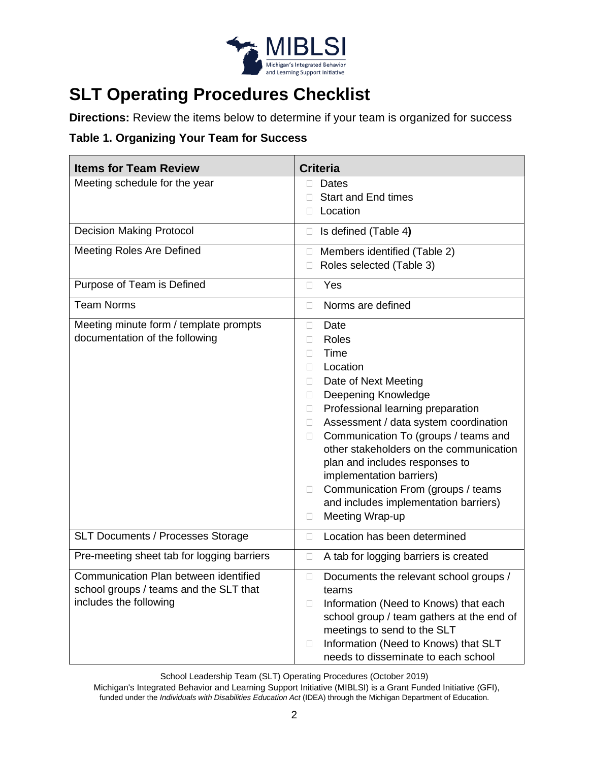# SLT Operating Procedures Checklist

**Directions:** Review the items below to determine if your team is organized for success

**Table 1. Organizing Your Team for Success**

| Items for Team Review | Criteria |
|---|---|
| Meeting schedule for the year | ☐ Dates<br>☐ Start and End times<br>☐ Location |
| Decision Making Protocol | ☐ Is defined (Table 4**)** |
| Meeting Roles Are Defined | ☐ Members identified (Table 2)<br>☐ Roles selected (Table 3) |
| Purpose of Team is Defined | ☐ Yes |
| Team Norms | ☐ Norms are defined |
| Meeting minute form / template prompts documentation of the following | ☐ Date<br>☐ Roles<br>☐ Time<br>☐ Location<br>☐ Date of Next Meeting<br>☐ Deepening Knowledge<br>☐ Professional learning preparation<br>☐ Assessment / data system coordination<br>☐ Communication To (groups / teams and other stakeholders on the communication plan and includes responses to implementation barriers)<br>☐ Communication From (groups / teams and includes implementation barriers)<br>☐ Meeting Wrap-up |
| SLT Documents / Processes Storage | ☐ Location has been determined |
| Pre-meeting sheet tab for logging barriers | ☐ A tab for logging barriers is created |
| Communication Plan between identified school groups / teams and the SLT that includes the following | ☐ Documents the relevant school groups / teams<br>☐ Information (Need to Knows) that each school group / team gathers at the end of meetings to send to the SLT<br>☐ Information (Need to Knows) that SLT needs to disseminate to each school |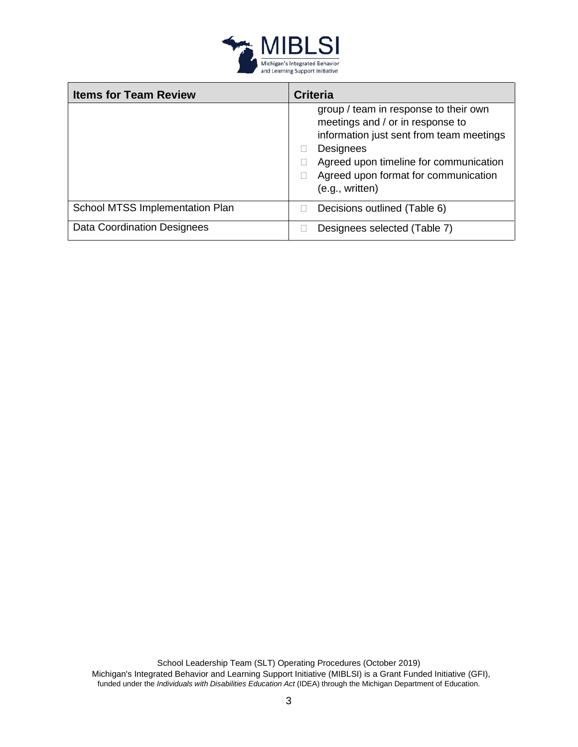| Items for Team Review | Criteria |
|---|---|
| | group / team in response to their own meetings and / or in response to information just sent from team meetings<br>☐ Designees<br>☐ Agreed upon timeline for communication<br>☐ Agreed upon format for communication (e.g., written) |
| School MTSS Implementation Plan | ☐ Decisions outlined (Table 6) |
| Data Coordination Designees | ☐ Designees selected (Table 7) |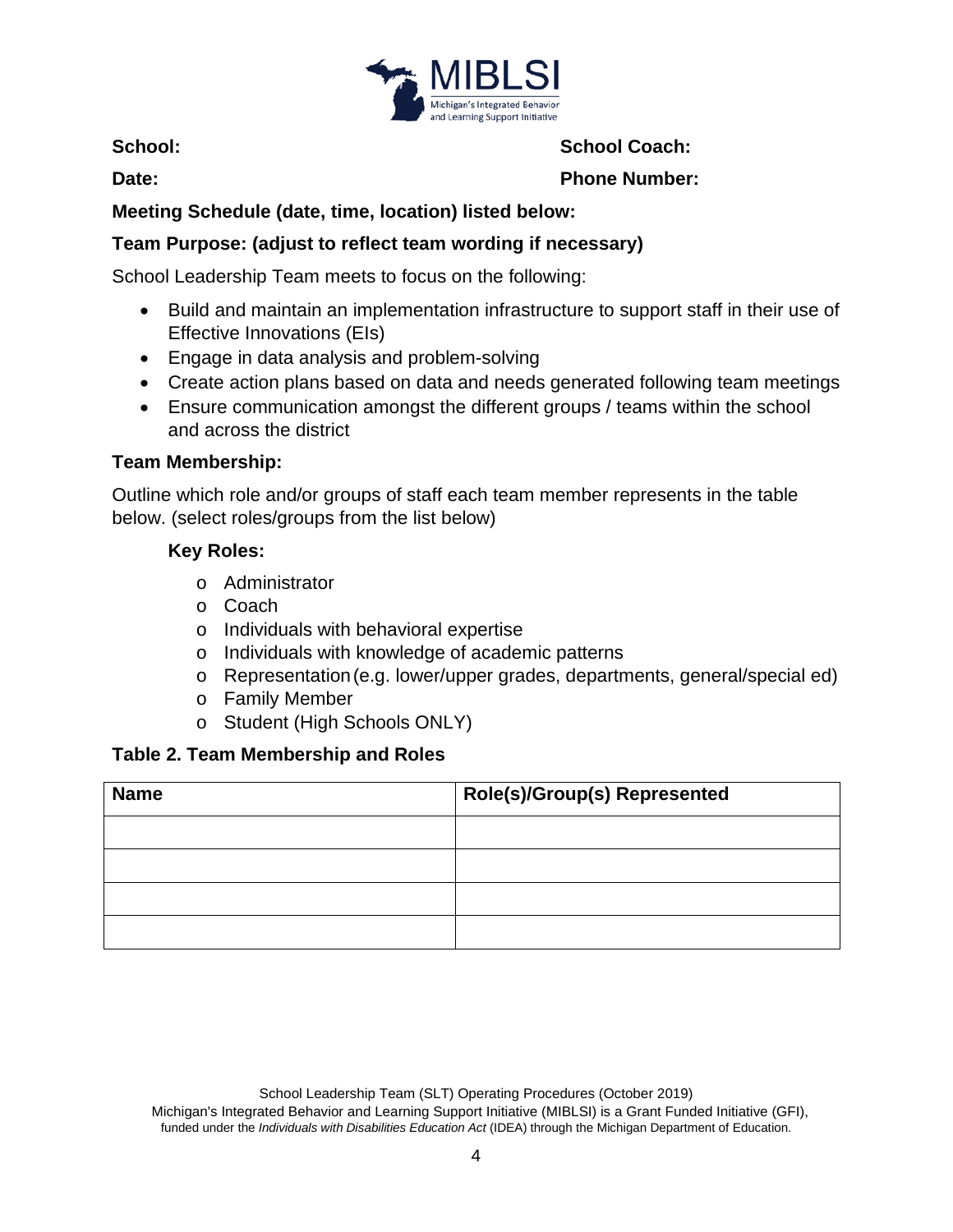**School:** **School Coach:**

**Date:** **Phone Number:**

**Meeting Schedule (date, time, location) listed below:**

**Team Purpose: (adjust to reflect team wording if necessary)**

School Leadership Team meets to focus on the following:

- Build and maintain an implementation infrastructure to support staff in their use of Effective Innovations (EIs)
- Engage in data analysis and problem-solving
- Create action plans based on data and needs generated following team meetings
- Ensure communication amongst the different groups / teams within the school and across the district

**Team Membership:**

Outline which role and/or groups of staff each team member represents in the table below. (select roles/groups from the list below)

**Key Roles:**

- Administrator
- Coach
- Individuals with behavioral expertise
- Individuals with knowledge of academic patterns
- Representation (e.g. lower/upper grades, departments, general/special ed)
- Family Member
- Student (High Schools ONLY)

**Table 2. Team Membership and Roles**

| Name | Role(s)/Group(s) Represented |
|---|---|
| | |
| | |
| | |
| | |

School Leadership Team (SLT) Operating Procedures (October 2019)
Michigan's Integrated Behavior and Learning Support Initiative (MIBLSI) is a Grant Funded Initiative (GFI), funded under the *Individuals with Disabilities Education Act* (IDEA) through the Michigan Department of Education.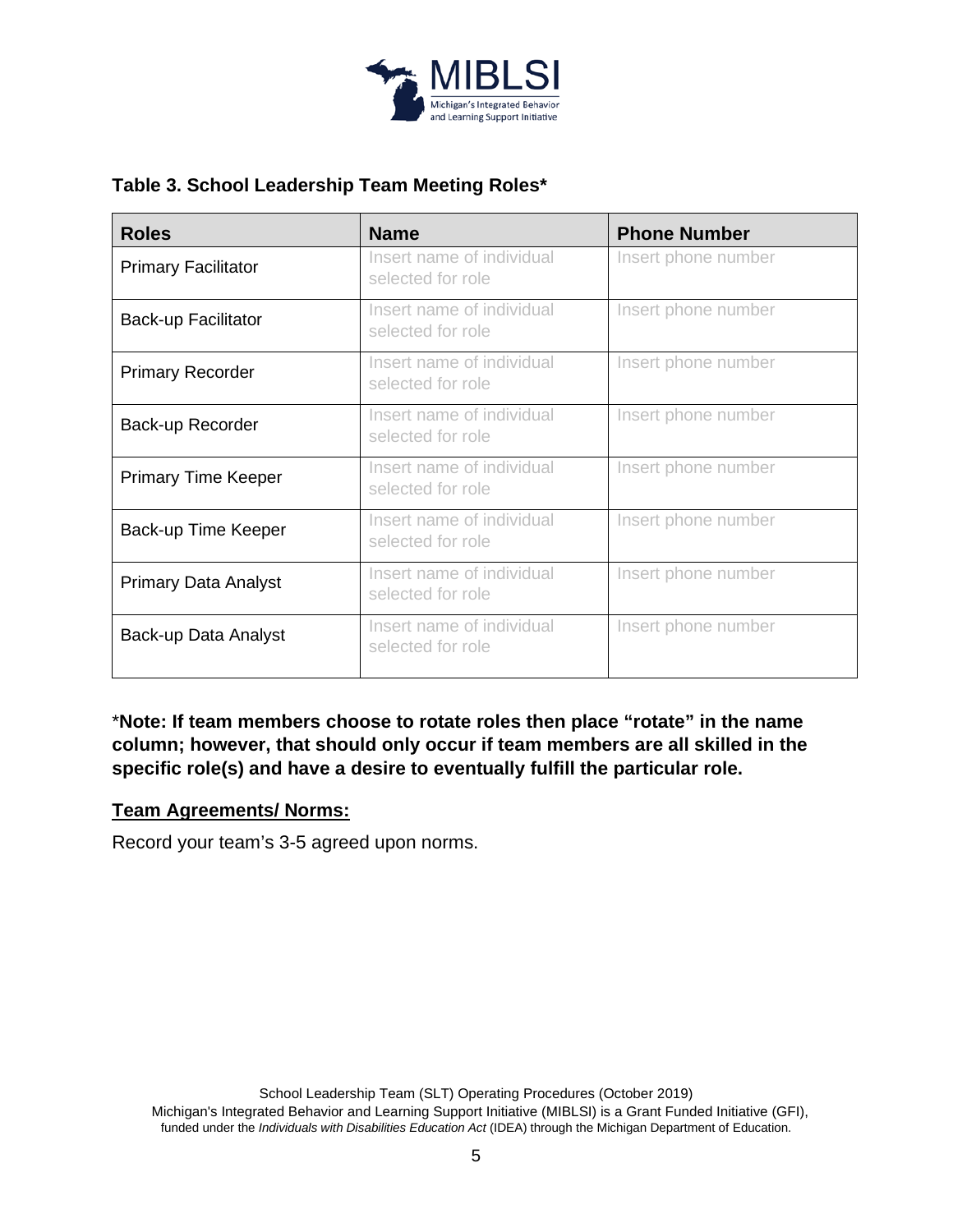### Table 3. School Leadership Team Meeting Roles*

| Roles | Name | Phone Number |
| --- | --- | --- |
| Primary Facilitator | Insert name of individual selected for role | Insert phone number |
| Back-up Facilitator | Insert name of individual selected for role | Insert phone number |
| Primary Recorder | Insert name of individual selected for role | Insert phone number |
| Back-up Recorder | Insert name of individual selected for role | Insert phone number |
| Primary Time Keeper | Insert name of individual selected for role | Insert phone number |
| Back-up Time Keeper | Insert name of individual selected for role | Insert phone number |
| Primary Data Analyst | Insert name of individual selected for role | Insert phone number |
| Back-up Data Analyst | Insert name of individual selected for role | Insert phone number |

***Note: If team members choose to rotate roles then place "rotate" in the name column; however, that should only occur if team members are all skilled in the specific role(s) and have a desire to eventually fulfill the particular role.**

**<u>Team Agreements/ Norms:</u>**

Record your team's 3-5 agreed upon norms.

School Leadership Team (SLT) Operating Procedures (October 2019)
Michigan's Integrated Behavior and Learning Support Initiative (MIBLSI) is a Grant Funded Initiative (GFI), funded under the *Individuals with Disabilities Education Act* (IDEA) through the Michigan Department of Education.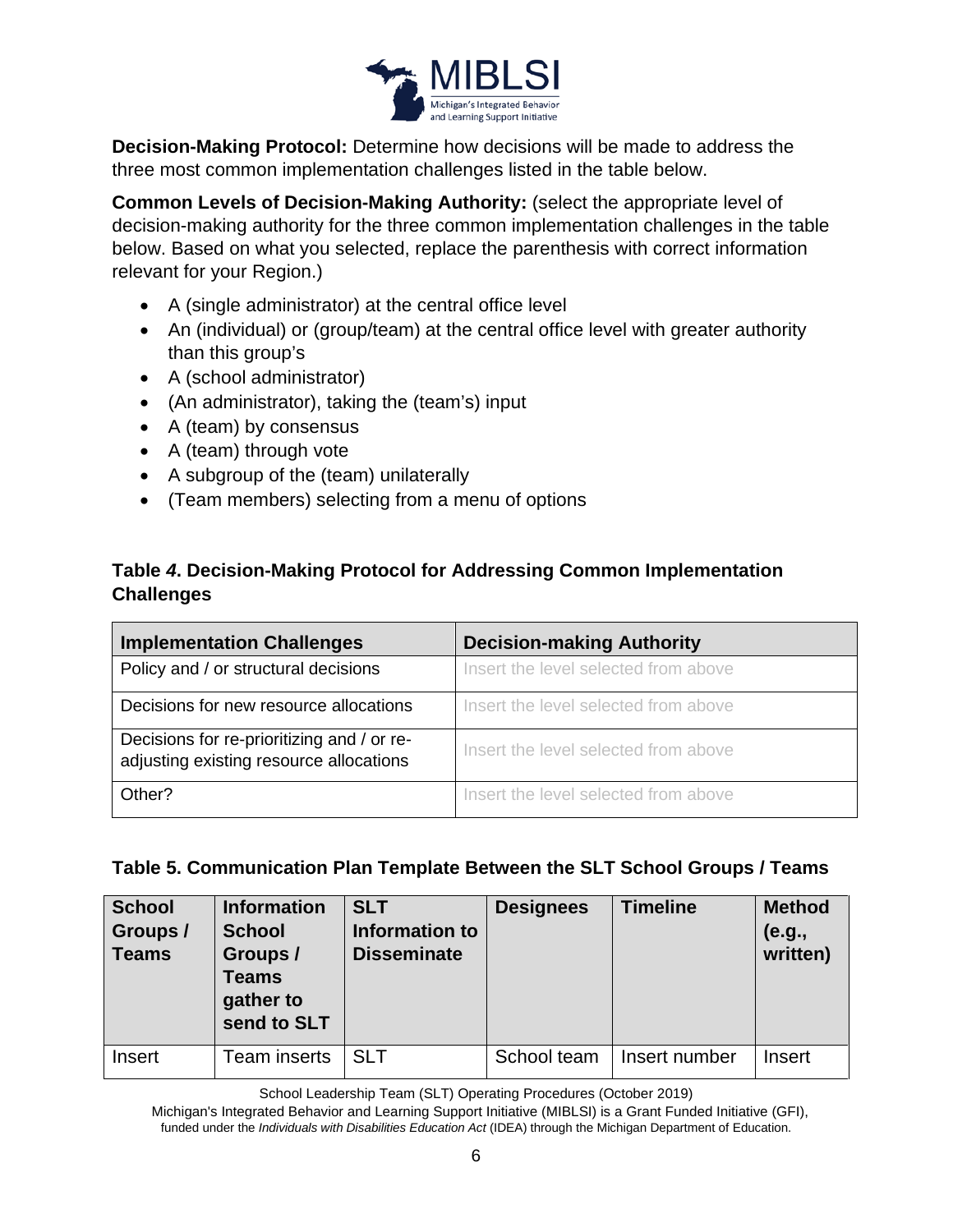**Decision-Making Protocol:** Determine how decisions will be made to address the three most common implementation challenges listed in the table below.

**Common Levels of Decision-Making Authority:** (select the appropriate level of decision-making authority for the three common implementation challenges in the table below. Based on what you selected, replace the parenthesis with correct information relevant for your Region.)

- A (single administrator) at the central office level
- An (individual) or (group/team) at the central office level with greater authority than this group's
- A (school administrator)
- (An administrator), taking the (team's) input
- A (team) by consensus
- A (team) through vote
- A subgroup of the (team) unilaterally
- (Team members) selecting from a menu of options

### Table *4*. Decision-Making Protocol for Addressing Common Implementation Challenges

| Implementation Challenges | Decision-making Authority |
|---|---|
| Policy and / or structural decisions | Insert the level selected from above |
| Decisions for new resource allocations | Insert the level selected from above |
| Decisions for re-prioritizing and / or re-adjusting existing resource allocations | Insert the level selected from above |
| Other? | Insert the level selected from above |

### Table 5. Communication Plan Template Between the SLT School Groups / Teams

| School Groups / Teams | Information School Groups / Teams gather to send to SLT | SLT Information to Disseminate | Designees | Timeline | Method (e.g., written) |
|---|---|---|---|---|---|
| Insert | Team inserts | SLT | School team | Insert number | Insert |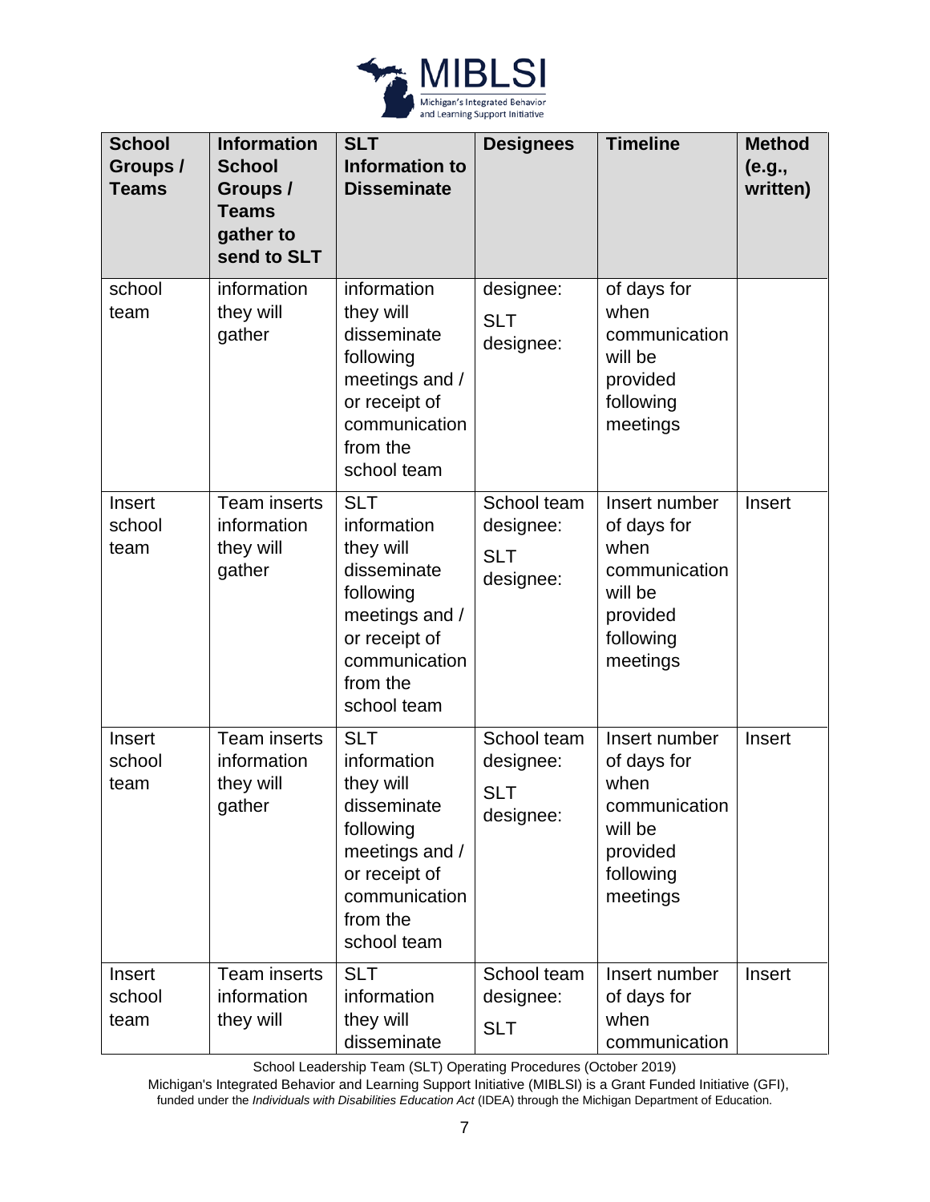| School Groups / Teams | Information School Groups / Teams gather to send to SLT | SLT Information to Disseminate | Designees | Timeline | Method (e.g., written) |
|---|---|---|---|---|---|
| school team | information they will gather | information they will disseminate following meetings and / or receipt of communication from the school team | designee: SLT designee: | of days for when communication will be provided following meetings | |
| Insert school team | Team inserts information they will gather | SLT information they will disseminate following meetings and / or receipt of communication from the school team | School team designee: SLT designee: | Insert number of days for when communication will be provided following meetings | Insert |
| Insert school team | Team inserts information they will gather | SLT information they will disseminate following meetings and / or receipt of communication from the school team | School team designee: SLT designee: | Insert number of days for when communication will be provided following meetings | Insert |
| Insert school team | Team inserts information they will | SLT information they will disseminate | School team designee: SLT | Insert number of days for when communication | Insert |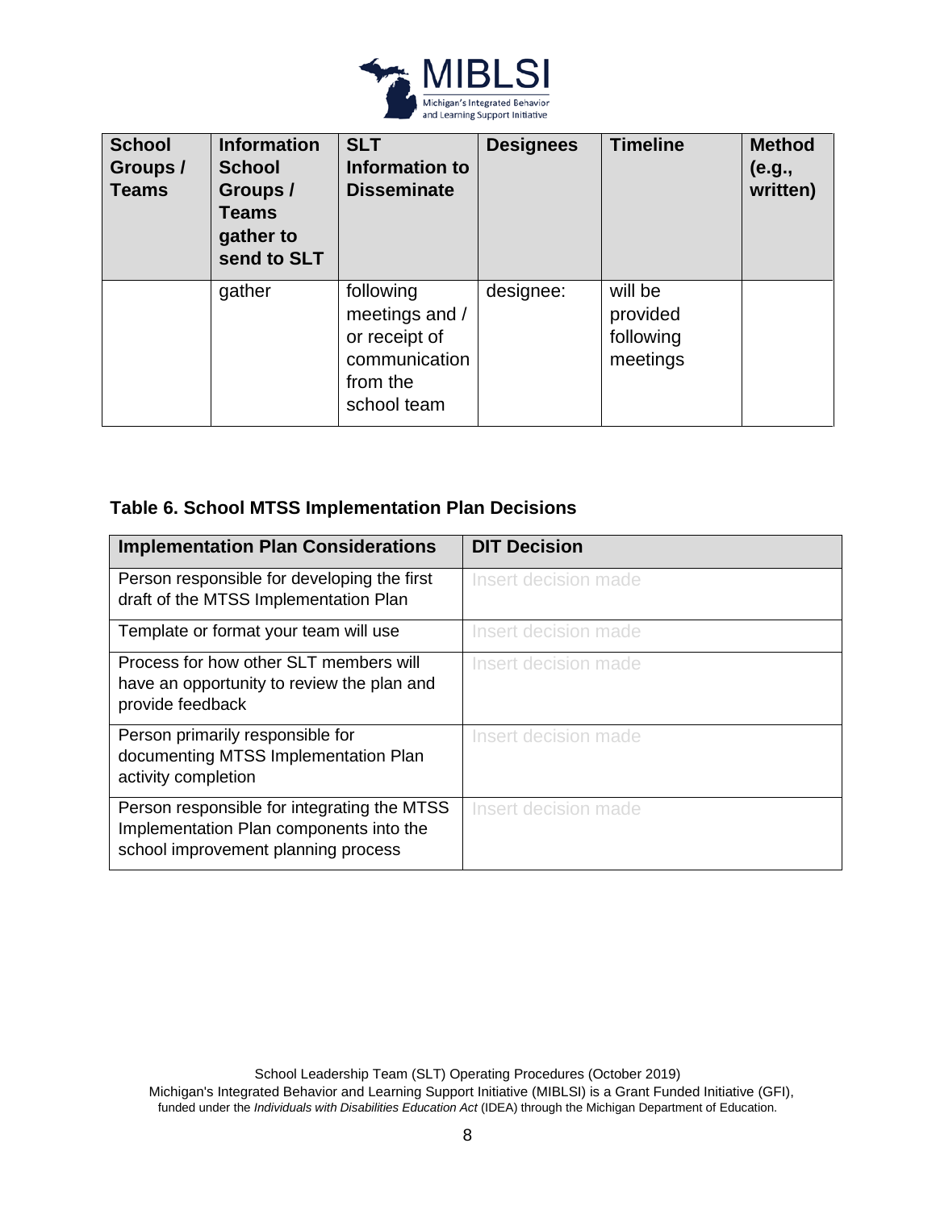| School Groups / Teams | Information School Groups / Teams gather to send to SLT | SLT Information to Disseminate | Designees | Timeline | Method (e.g., written) |
|---|---|---|---|---|---|
| | gather | following meetings and / or receipt of communication from the school team | designee: | will be provided following meetings | |

**Table 6. School MTSS Implementation Plan Decisions**

| Implementation Plan Considerations | DIT Decision |
|---|---|
| Person responsible for developing the first draft of the MTSS Implementation Plan | Insert decision made |
| Template or format your team will use | Insert decision made |
| Process for how other SLT members will have an opportunity to review the plan and provide feedback | Insert decision made |
| Person primarily responsible for documenting MTSS Implementation Plan activity completion | Insert decision made |
| Person responsible for integrating the MTSS Implementation Plan components into the school improvement planning process | Insert decision made |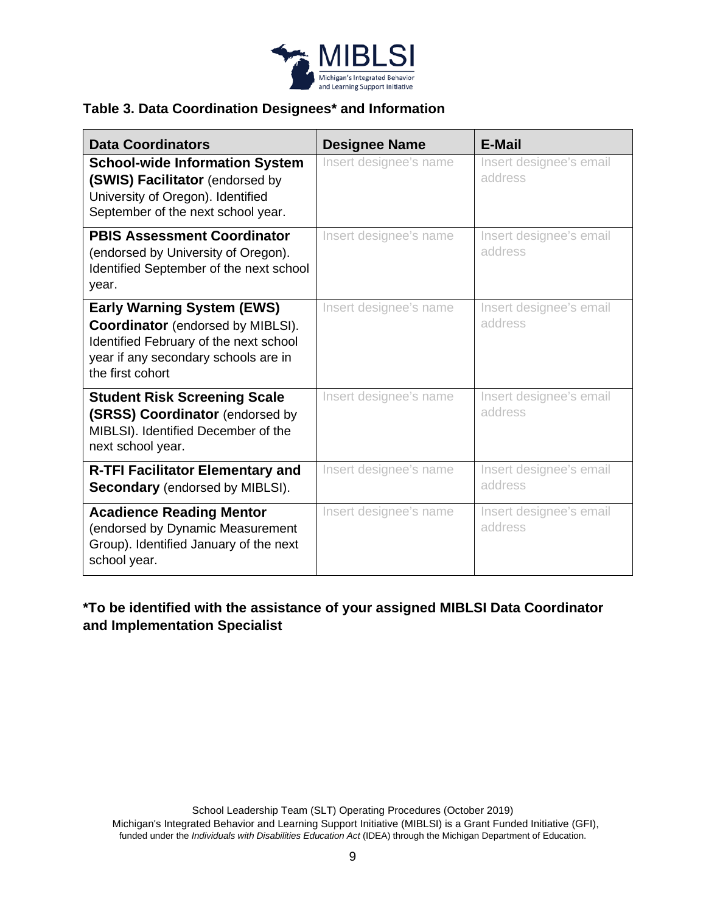### Table 3. Data Coordination Designees* and Information

| Data Coordinators | Designee Name | E-Mail |
|---|---|---|
| **School-wide Information System (SWIS) Facilitator** (endorsed by University of Oregon). Identified September of the next school year. | Insert designee's name | Insert designee's email address |
| **PBIS Assessment Coordinator** (endorsed by University of Oregon). Identified September of the next school year. | Insert designee's name | Insert designee's email address |
| **Early Warning System (EWS) Coordinator** (endorsed by MIBLSI). Identified February of the next school year if any secondary schools are in the first cohort | Insert designee's name | Insert designee's email address |
| **Student Risk Screening Scale (SRSS) Coordinator** (endorsed by MIBLSI). Identified December of the next school year. | Insert designee's name | Insert designee's email address |
| **R-TFI Facilitator Elementary and Secondary** (endorsed by MIBLSI). | Insert designee's name | Insert designee's email address |
| **Acadience Reading Mentor** (endorsed by Dynamic Measurement Group). Identified January of the next school year. | Insert designee's name | Insert designee's email address |

**\*To be identified with the assistance of your assigned MIBLSI Data Coordinator and Implementation Specialist**